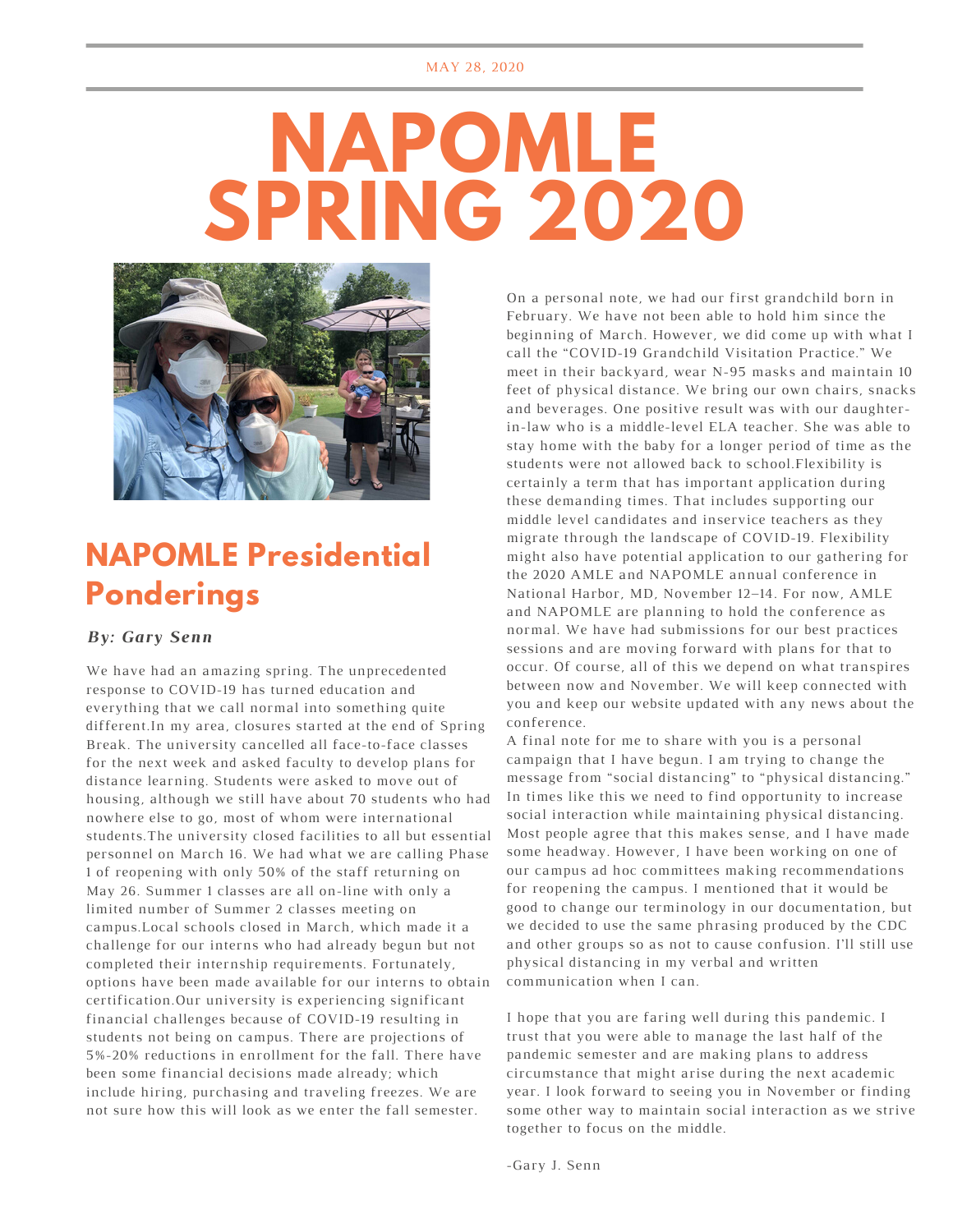MAY 28, 2020

# NAPOMLE SPRING 2020

## NAPOMLE Presidential Ponderings

***By: Gary Senn***

We have had an amazing spring. The unprecedented response to COVID-19 has turned education and everything that we call normal into something quite different.In my area, closures started at the end of Spring Break. The university cancelled all face-to-face classes for the next week and asked faculty to develop plans for distance learning. Students were asked to move out of housing, although we still have about 70 students who had nowhere else to go, most of whom were international students.The university closed facilities to all but essential personnel on March 16. We had what we are calling Phase 1 of reopening with only 50% of the staff returning on May 26. Summer 1 classes are all on-line with only a limited number of Summer 2 classes meeting on campus.Local schools closed in March, which made it a challenge for our interns who had already begun but not completed their internship requirements. Fortunately, options have been made available for our interns to obtain certification.Our university is experiencing significant financial challenges because of COVID-19 resulting in students not being on campus. There are projections of 5%-20% reductions in enrollment for the fall. There have been some financial decisions made already; which include hiring, purchasing and traveling freezes. We are not sure how this will look as we enter the fall semester.

On a personal note, we had our first grandchild born in February. We have not been able to hold him since the beginning of March. However, we did come up with what I call the "COVID-19 Grandchild Visitation Practice." We meet in their backyard, wear N-95 masks and maintain 10 feet of physical distance. We bring our own chairs, snacks and beverages. One positive result was with our daughter-in-law who is a middle-level ELA teacher. She was able to stay home with the baby for a longer period of time as the students were not allowed back to school.Flexibility is certainly a term that has important application during these demanding times. That includes supporting our middle level candidates and inservice teachers as they migrate through the landscape of COVID-19. Flexibility might also have potential application to our gathering for the 2020 AMLE and NAPOMLE annual conference in National Harbor, MD, November 12–14. For now, AMLE and NAPOMLE are planning to hold the conference as normal. We have had submissions for our best practices sessions and are moving forward with plans for that to occur. Of course, all of this we depend on what transpires between now and November. We will keep connected with you and keep our website updated with any news about the conference.

A final note for me to share with you is a personal campaign that I have begun. I am trying to change the message from "social distancing" to "physical distancing." In times like this we need to find opportunity to increase social interaction while maintaining physical distancing. Most people agree that this makes sense, and I have made some headway. However, I have been working on one of our campus ad hoc committees making recommendations for reopening the campus. I mentioned that it would be good to change our terminology in our documentation, but we decided to use the same phrasing produced by the CDC and other groups so as not to cause confusion. I'll still use physical distancing in my verbal and written communication when I can.

I hope that you are faring well during this pandemic. I trust that you were able to manage the last half of the pandemic semester and are making plans to address circumstance that might arise during the next academic year. I look forward to seeing you in November or finding some other way to maintain social interaction as we strive together to focus on the middle.

-Gary J. Senn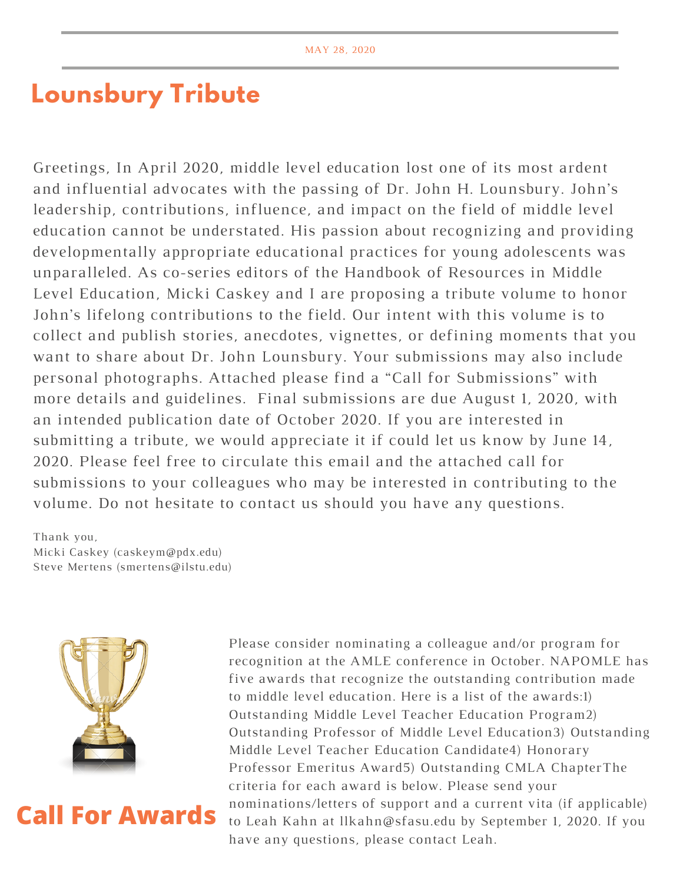MAY 28, 2020

# Lounsbury Tribute

Greetings, In April 2020, middle level education lost one of its most ardent and influential advocates with the passing of Dr. John H. Lounsbury. John's leadership, contributions, influence, and impact on the field of middle level education cannot be understated. His passion about recognizing and providing developmentally appropriate educational practices for young adolescents was unparalleled. As co-series editors of the Handbook of Resources in Middle Level Education, Micki Caskey and I are proposing a tribute volume to honor John's lifelong contributions to the field. Our intent with this volume is to collect and publish stories, anecdotes, vignettes, or defining moments that you want to share about Dr. John Lounsbury. Your submissions may also include personal photographs. Attached please find a "Call for Submissions" with more details and guidelines. Final submissions are due August 1, 2020, with an intended publication date of October 2020. If you are interested in submitting a tribute, we would appreciate it if could let us know by June 14, 2020. Please feel free to circulate this email and the attached call for submissions to your colleagues who may be interested in contributing to the volume. Do not hesitate to contact us should you have any questions.

Thank you,
Micki Caskey (caskeym@pdx.edu)
Steve Mertens (smertens@ilstu.edu)

# Call For Awards

Please consider nominating a colleague and/or program for recognition at the AMLE conference in October. NAPOMLE has five awards that recognize the outstanding contribution made to middle level education. Here is a list of the awards:1) Outstanding Middle Level Teacher Education Program2) Outstanding Professor of Middle Level Education3) Outstanding Middle Level Teacher Education Candidate4) Honorary Professor Emeritus Award5) Outstanding CMLA ChapterThe criteria for each award is below. Please send your nominations/letters of support and a current vita (if applicable) to Leah Kahn at llkahn@sfasu.edu by September 1, 2020. If you have any questions, please contact Leah.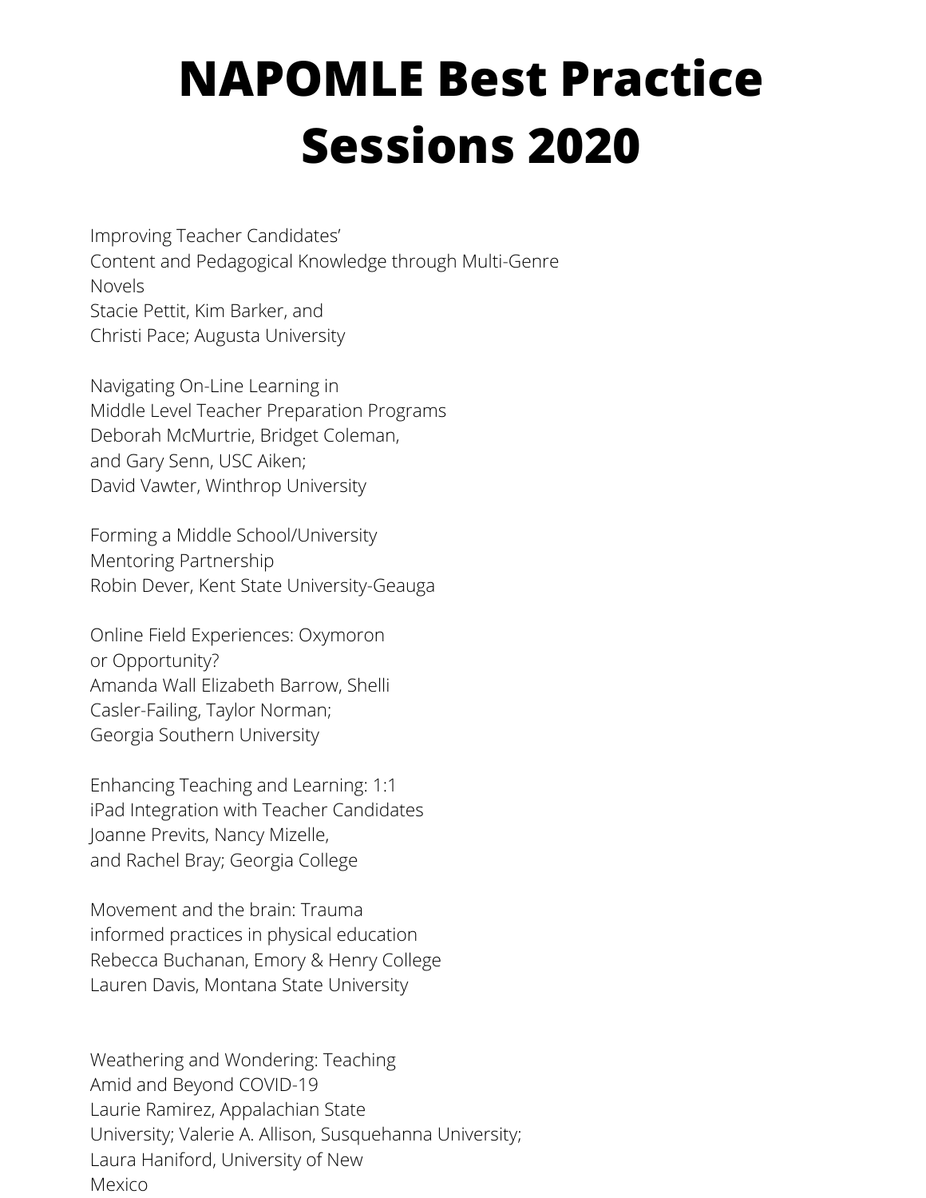# NAPOMLE Best Practice Sessions 2020

Improving Teacher Candidates'
Content and Pedagogical Knowledge through Multi-Genre
Novels
Stacie Pettit, Kim Barker, and
Christi Pace; Augusta University

Navigating On-Line Learning in
Middle Level Teacher Preparation Programs
Deborah McMurtrie, Bridget Coleman,
and Gary Senn, USC Aiken;
David Vawter, Winthrop University

Forming a Middle School/University
Mentoring Partnership
Robin Dever, Kent State University-Geauga

Online Field Experiences: Oxymoron
or Opportunity?
Amanda Wall Elizabeth Barrow, Shelli
Casler-Failing, Taylor Norman;
Georgia Southern University

Enhancing Teaching and Learning: 1:1
iPad Integration with Teacher Candidates
Joanne Previts, Nancy Mizelle,
and Rachel Bray; Georgia College

Movement and the brain: Trauma
informed practices in physical education
Rebecca Buchanan, Emory & Henry College
Lauren Davis, Montana State University

Weathering and Wondering: Teaching
Amid and Beyond COVID-19
Laurie Ramirez, Appalachian State
University; Valerie A. Allison, Susquehanna University;
Laura Haniford, University of New
Mexico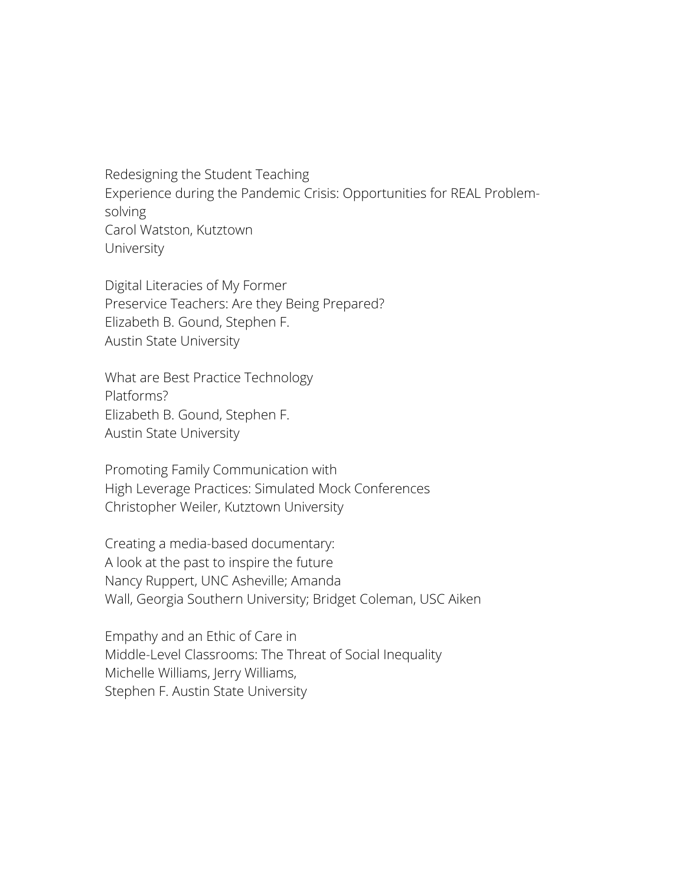Redesigning the Student Teaching
Experience during the Pandemic Crisis: Opportunities for REAL Problem-solving
Carol Watston, Kutztown
University

Digital Literacies of My Former
Preservice Teachers: Are they Being Prepared?
Elizabeth B. Gound, Stephen F.
Austin State University

What are Best Practice Technology
Platforms?
Elizabeth B. Gound, Stephen F.
Austin State University

Promoting Family Communication with
High Leverage Practices: Simulated Mock Conferences
Christopher Weiler, Kutztown University

Creating a media-based documentary:
A look at the past to inspire the future
Nancy Ruppert, UNC Asheville; Amanda
Wall, Georgia Southern University; Bridget Coleman, USC Aiken

Empathy and an Ethic of Care in
Middle-Level Classrooms: The Threat of Social Inequality
Michelle Williams, Jerry Williams,
Stephen F. Austin State University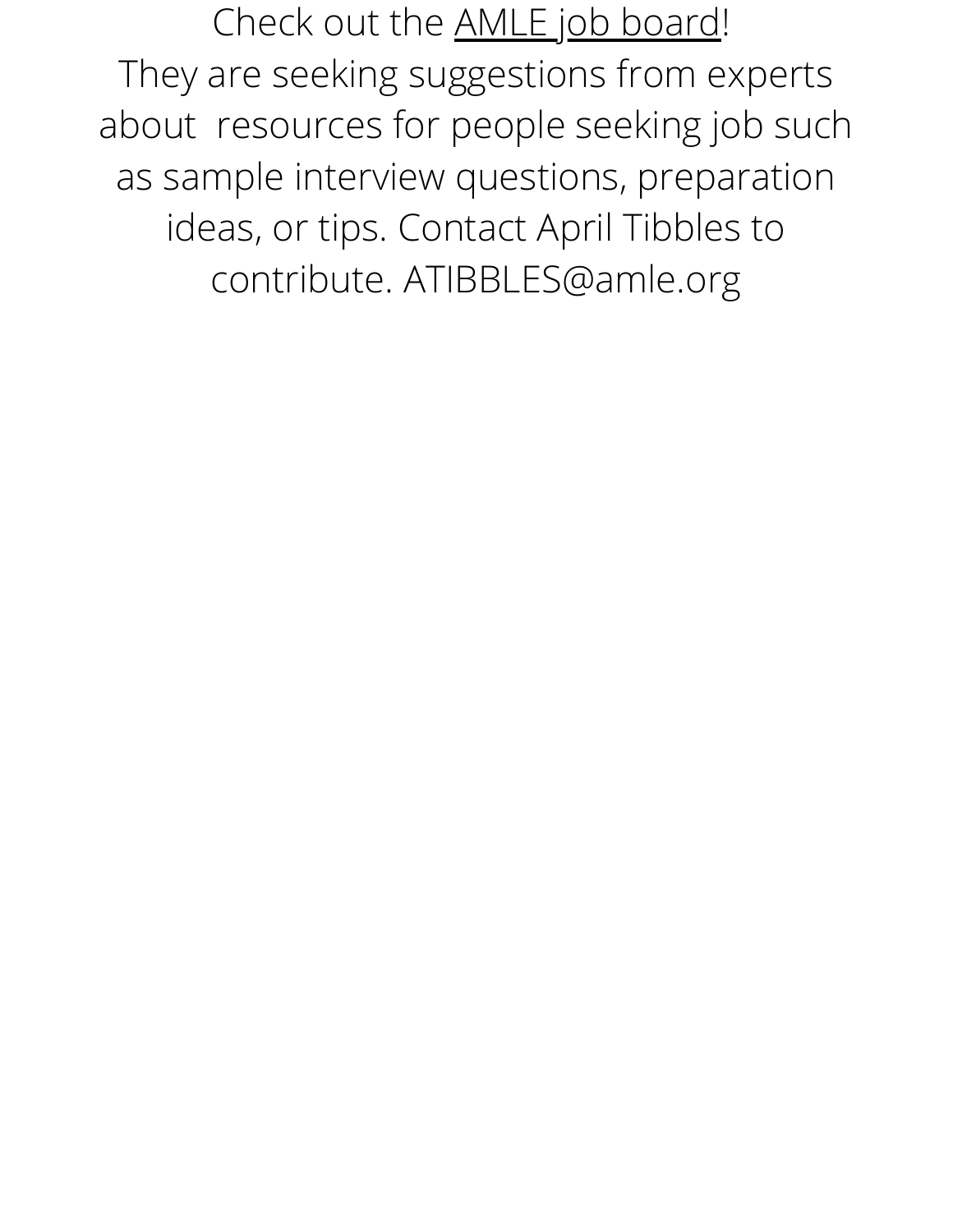Check out the AMLE job board!

They are seeking suggestions from experts about  resources for people seeking job such as sample interview questions, preparation ideas, or tips. Contact April Tibbles to contribute. ATIBBLES@amle.org